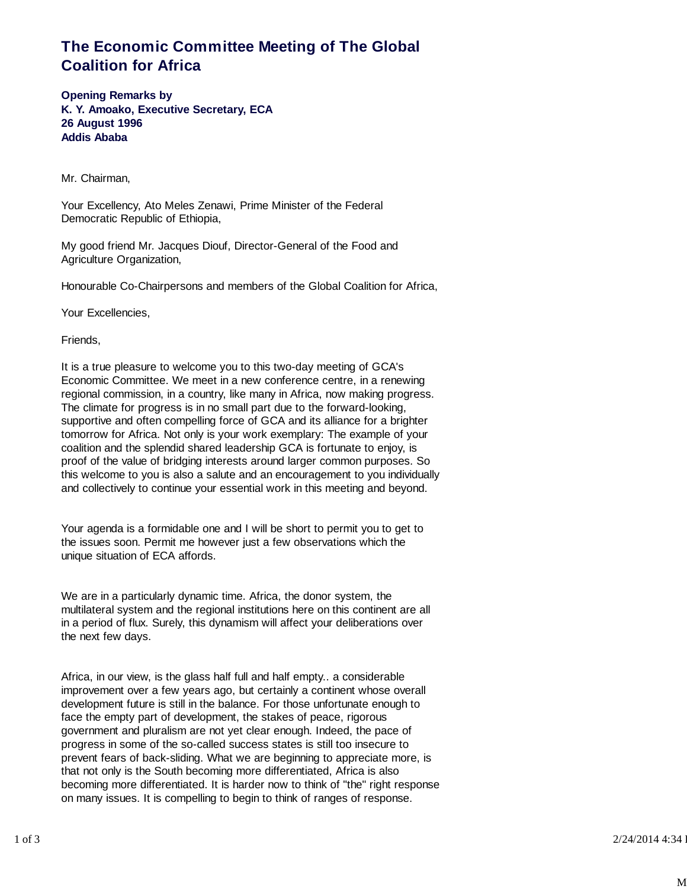# The Economic Committee Meeting of The Global Coalition for Africa

**Opening Remarks by**
**K. Y. Amoako, Executive Secretary, ECA**
**26 August 1996**
**Addis Ababa**

Mr. Chairman,

Your Excellency, Ato Meles Zenawi, Prime Minister of the Federal Democratic Republic of Ethiopia,

My good friend Mr. Jacques Diouf, Director-General of the Food and Agriculture Organization,

Honourable Co-Chairpersons and members of the Global Coalition for Africa,

Your Excellencies,

Friends,

It is a true pleasure to welcome you to this two-day meeting of GCA's Economic Committee. We meet in a new conference centre, in a renewing regional commission, in a country, like many in Africa, now making progress. The climate for progress is in no small part due to the forward-looking, supportive and often compelling force of GCA and its alliance for a brighter tomorrow for Africa. Not only is your work exemplary: The example of your coalition and the splendid shared leadership GCA is fortunate to enjoy, is proof of the value of bridging interests around larger common purposes. So this welcome to you is also a salute and an encouragement to you individually and collectively to continue your essential work in this meeting and beyond.

Your agenda is a formidable one and I will be short to permit you to get to the issues soon. Permit me however just a few observations which the unique situation of ECA affords.

We are in a particularly dynamic time. Africa, the donor system, the multilateral system and the regional institutions here on this continent are all in a period of flux. Surely, this dynamism will affect your deliberations over the next few days.

Africa, in our view, is the glass half full and half empty.. a considerable improvement over a few years ago, but certainly a continent whose overall development future is still in the balance. For those unfortunate enough to face the empty part of development, the stakes of peace, rigorous government and pluralism are not yet clear enough. Indeed, the pace of progress in some of the so-called success states is still too insecure to prevent fears of back-sliding. What we are beginning to appreciate more, is that not only is the South becoming more differentiated, Africa is also becoming more differentiated. It is harder now to think of "the" right response on many issues. It is compelling to begin to think of ranges of response.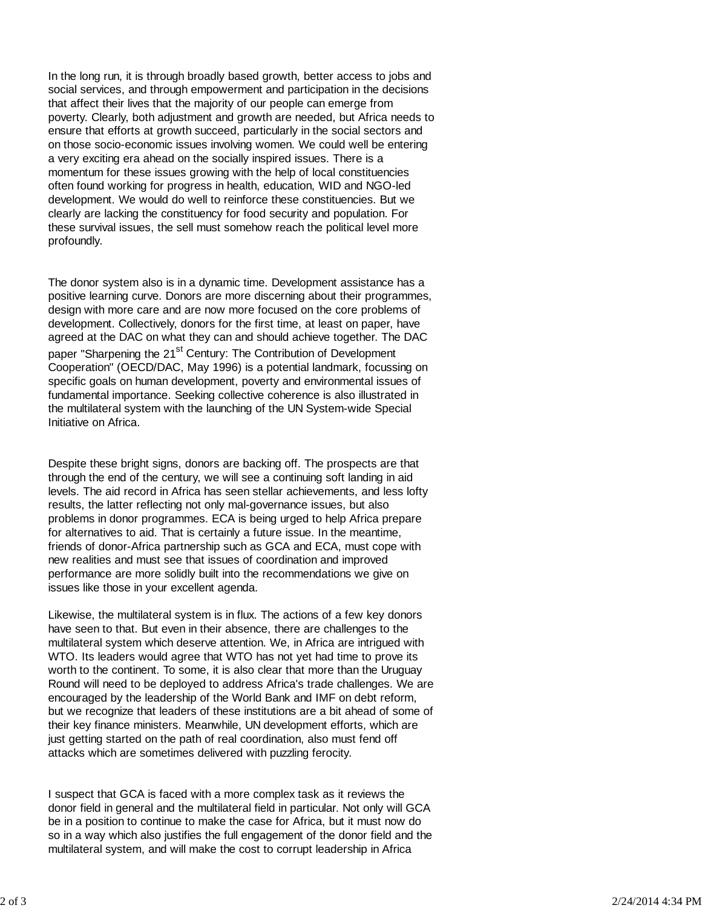In the long run, it is through broadly based growth, better access to jobs and social services, and through empowerment and participation in the decisions that affect their lives that the majority of our people can emerge from poverty. Clearly, both adjustment and growth are needed, but Africa needs to ensure that efforts at growth succeed, particularly in the social sectors and on those socio-economic issues involving women. We could well be entering a very exciting era ahead on the socially inspired issues. There is a momentum for these issues growing with the help of local constituencies often found working for progress in health, education, WID and NGO-led development. We would do well to reinforce these constituencies. But we clearly are lacking the constituency for food security and population. For these survival issues, the sell must somehow reach the political level more profoundly.

The donor system also is in a dynamic time. Development assistance has a positive learning curve. Donors are more discerning about their programmes, design with more care and are now more focused on the core problems of development. Collectively, donors for the first time, at least on paper, have agreed at the DAC on what they can and should achieve together. The DAC paper "Sharpening the 21st Century: The Contribution of Development Cooperation" (OECD/DAC, May 1996) is a potential landmark, focussing on specific goals on human development, poverty and environmental issues of fundamental importance. Seeking collective coherence is also illustrated in the multilateral system with the launching of the UN System-wide Special Initiative on Africa.

Despite these bright signs, donors are backing off. The prospects are that through the end of the century, we will see a continuing soft landing in aid levels. The aid record in Africa has seen stellar achievements, and less lofty results, the latter reflecting not only mal-governance issues, but also problems in donor programmes. ECA is being urged to help Africa prepare for alternatives to aid. That is certainly a future issue. In the meantime, friends of donor-Africa partnership such as GCA and ECA, must cope with new realities and must see that issues of coordination and improved performance are more solidly built into the recommendations we give on issues like those in your excellent agenda.

Likewise, the multilateral system is in flux. The actions of a few key donors have seen to that. But even in their absence, there are challenges to the multilateral system which deserve attention. We, in Africa are intrigued with WTO. Its leaders would agree that WTO has not yet had time to prove its worth to the continent. To some, it is also clear that more than the Uruguay Round will need to be deployed to address Africa's trade challenges. We are encouraged by the leadership of the World Bank and IMF on debt reform, but we recognize that leaders of these institutions are a bit ahead of some of their key finance ministers. Meanwhile, UN development efforts, which are just getting started on the path of real coordination, also must fend off attacks which are sometimes delivered with puzzling ferocity.

I suspect that GCA is faced with a more complex task as it reviews the donor field in general and the multilateral field in particular. Not only will GCA be in a position to continue to make the case for Africa, but it must now do so in a way which also justifies the full engagement of the donor field and the multilateral system, and will make the cost to corrupt leadership in Africa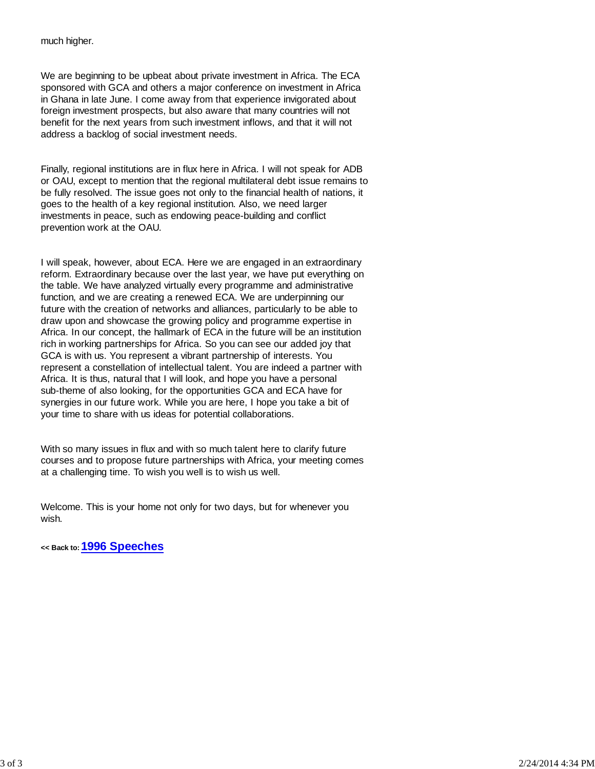much higher.

We are beginning to be upbeat about private investment in Africa. The ECA sponsored with GCA and others a major conference on investment in Africa in Ghana in late June. I come away from that experience invigorated about foreign investment prospects, but also aware that many countries will not benefit for the next years from such investment inflows, and that it will not address a backlog of social investment needs.

Finally, regional institutions are in flux here in Africa. I will not speak for ADB or OAU, except to mention that the regional multilateral debt issue remains to be fully resolved. The issue goes not only to the financial health of nations, it goes to the health of a key regional institution. Also, we need larger investments in peace, such as endowing peace-building and conflict prevention work at the OAU.

I will speak, however, about ECA. Here we are engaged in an extraordinary reform. Extraordinary because over the last year, we have put everything on the table. We have analyzed virtually every programme and administrative function, and we are creating a renewed ECA. We are underpinning our future with the creation of networks and alliances, particularly to be able to draw upon and showcase the growing policy and programme expertise in Africa. In our concept, the hallmark of ECA in the future will be an institution rich in working partnerships for Africa. So you can see our added joy that GCA is with us. You represent a vibrant partnership of interests. You represent a constellation of intellectual talent. You are indeed a partner with Africa. It is thus, natural that I will look, and hope you have a personal sub-theme of also looking, for the opportunities GCA and ECA have for synergies in our future work. While you are here, I hope you take a bit of your time to share with us ideas for potential collaborations.

With so many issues in flux and with so much talent here to clarify future courses and to propose future partnerships with Africa, your meeting comes at a challenging time. To wish you well is to wish us well.

Welcome. This is your home not only for two days, but for whenever you wish.

**<< Back to: 1996 Speeches**